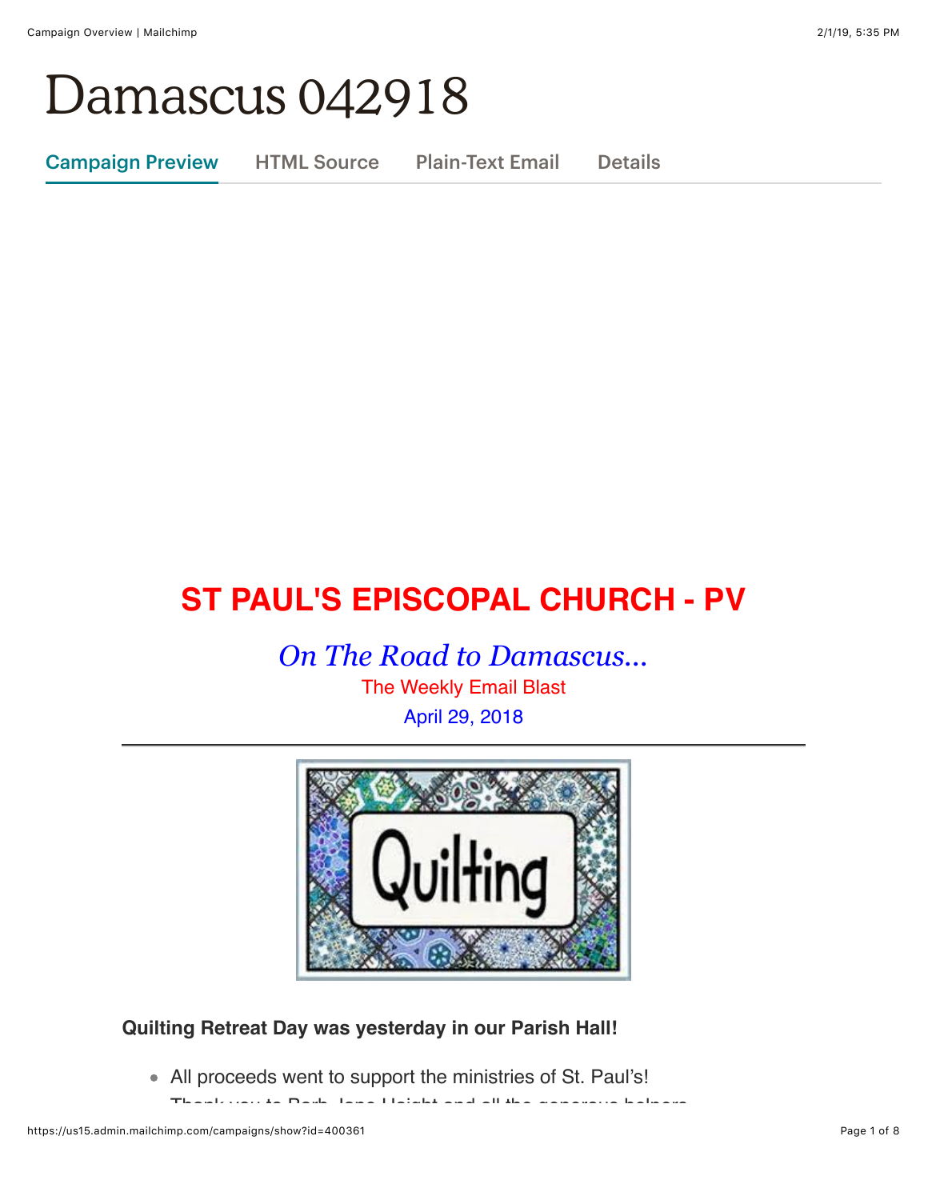# Damascus 042918

Campaign Preview    HTML Source    Plain-Text Email    Details

## ST PAUL'S EPISCOPAL CHURCH - PV

*On The Road to Damascus...*

The Weekly Email Blast

April 29, 2018

---

**Quilting Retreat Day was yesterday in our Parish Hall!**

- All proceeds went to support the ministries of St. Paul's!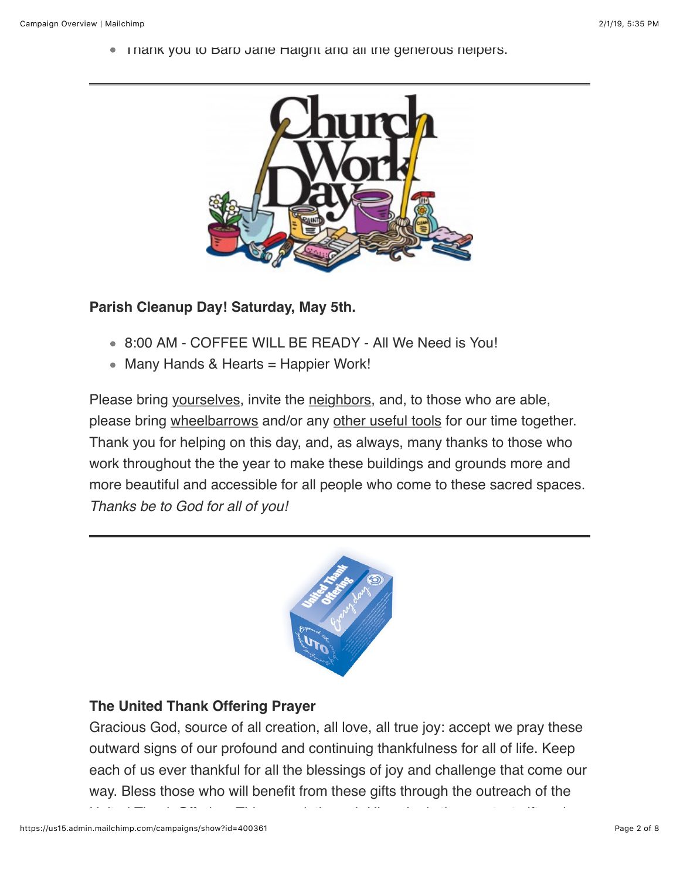- Thank you to Barb Jane Haight and all the generous helpers.

---

**Parish Cleanup Day! Saturday, May 5th.**

- 8:00 AM - COFFEE WILL BE READY - All We Need is You!
- Many Hands & Hearts = Happier Work!

Please bring yourselves, invite the neighbors, and, to those who are able, please bring wheelbarrows and/or any other useful tools for our time together. Thank you for helping on this day, and, as always, many thanks to those who work throughout the the year to make these buildings and grounds more and more beautiful and accessible for all people who come to these sacred spaces. *Thanks be to God for all of you!*

---

**The United Thank Offering Prayer**

Gracious God, source of all creation, all love, all true joy: accept we pray these outward signs of our profound and continuing thankfulness for all of life. Keep each of us ever thankful for all the blessings of joy and challenge that come our way. Bless those who will benefit from these gifts through the outreach of the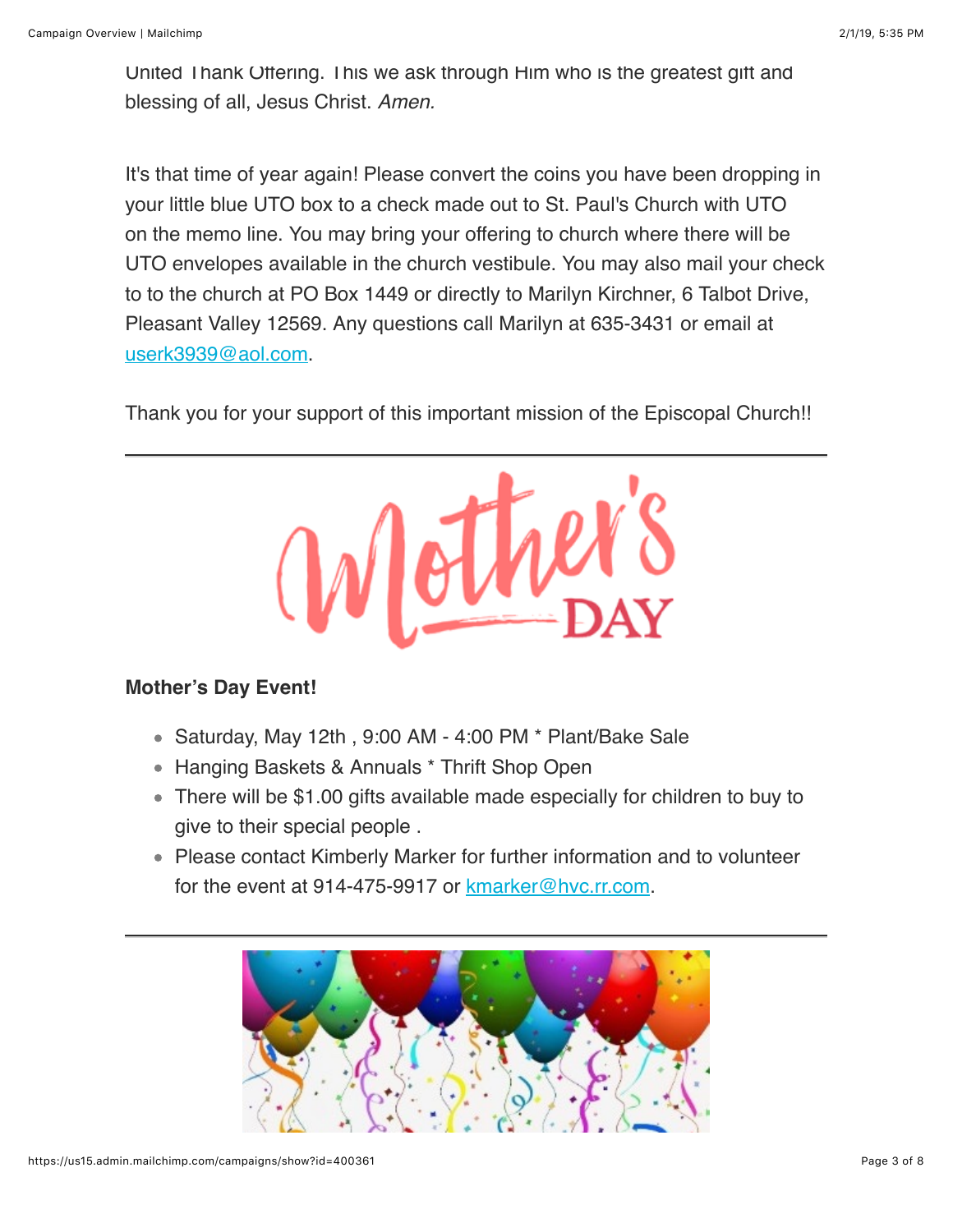United Thank Offering. This we ask through Him who is the greatest gift and blessing of all, Jesus Christ. *Amen.*

It's that time of year again! Please convert the coins you have been dropping in your little blue UTO box to a check made out to St. Paul's Church with UTO on the memo line. You may bring your offering to church where there will be UTO envelopes available in the church vestibule. You may also mail your check to to the church at PO Box 1449 or directly to Marilyn Kirchner, 6 Talbot Drive, Pleasant Valley 12569. Any questions call Marilyn at 635-3431 or email at userk3939@aol.com.

Thank you for your support of this important mission of the Episcopal Church!!

---

**Mother's Day Event!**

- Saturday, May 12th , 9:00 AM - 4:00 PM * Plant/Bake Sale
- Hanging Baskets & Annuals * Thrift Shop Open
- There will be $1.00 gifts available made especially for children to buy to give to their special people .
- Please contact Kimberly Marker for further information and to volunteer for the event at 914-475-9917 or kmarker@hvc.rr.com.

---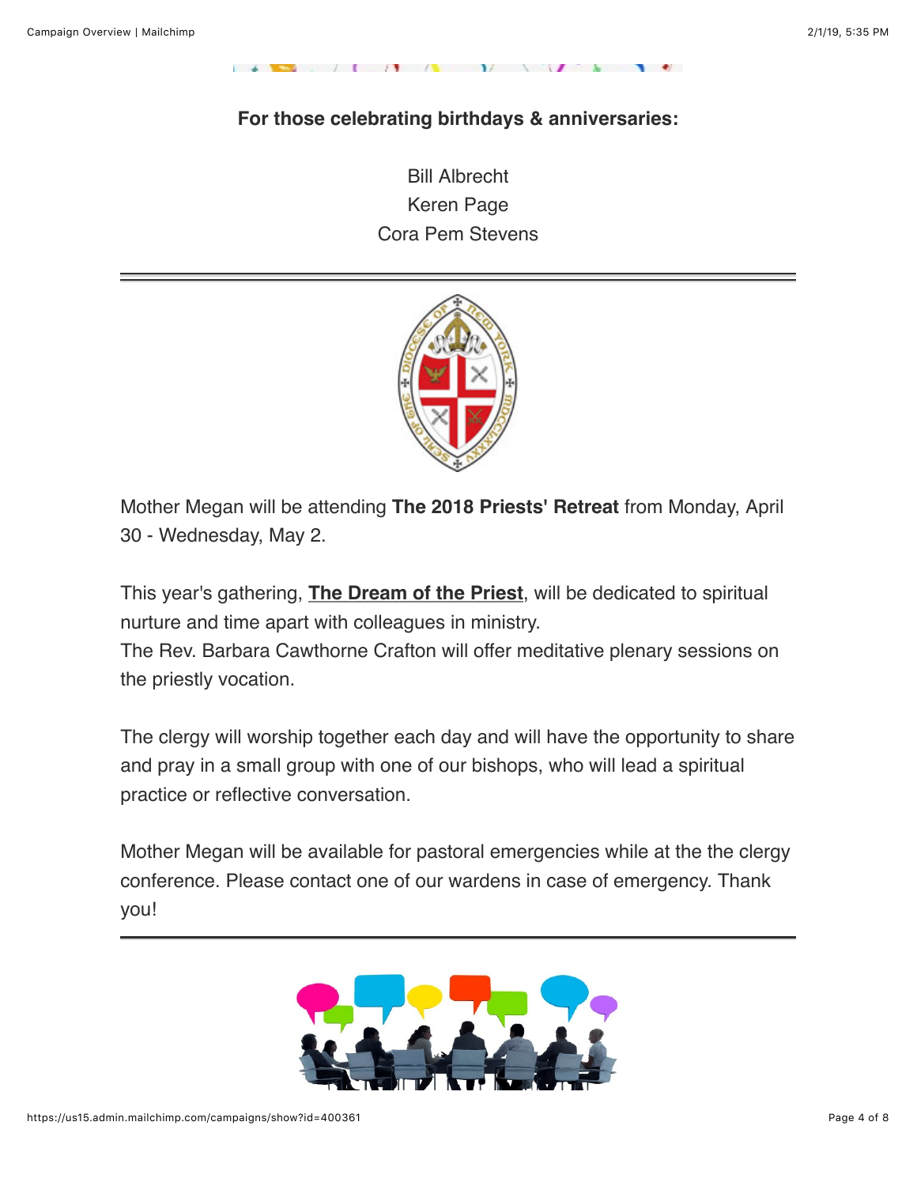**For those celebrating birthdays & anniversaries:**

Bill Albrecht
Keren Page
Cora Pem Stevens

---

Mother Megan will be attending **The 2018 Priests' Retreat** from Monday, April 30 - Wednesday, May 2.

This year's gathering, **The Dream of the Priest**, will be dedicated to spiritual nurture and time apart with colleagues in ministry.
The Rev. Barbara Cawthorne Crafton will offer meditative plenary sessions on the priestly vocation.

The clergy will worship together each day and will have the opportunity to share and pray in a small group with one of our bishops, who will lead a spiritual practice or reflective conversation.

Mother Megan will be available for pastoral emergencies while at the the clergy conference. Please contact one of our wardens in case of emergency. Thank you!

---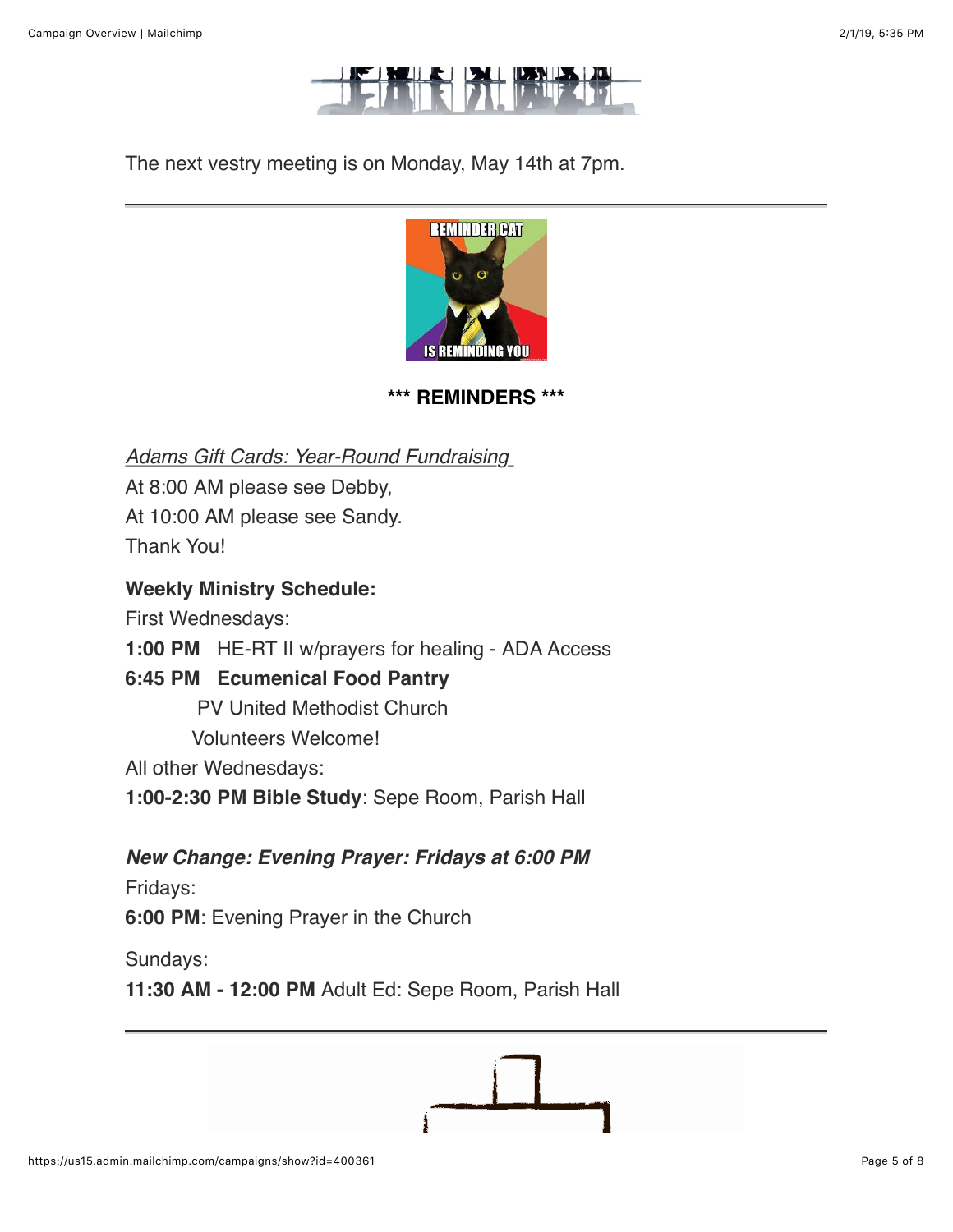The next vestry meeting is on Monday, May 14th at 7pm.

---

**\*\*\* REMINDERS \*\*\***

*Adams Gift Cards: Year-Round Fundraising*
At 8:00 AM please see Debby,
At 10:00 AM please see Sandy.
Thank You!

**Weekly Ministry Schedule:**
First Wednesdays:
**1:00 PM** HE-RT II w/prayers for healing - ADA Access
**6:45 PM Ecumenical Food Pantry**
PV United Methodist Church
Volunteers Welcome!
All other Wednesdays:
**1:00-2:30 PM Bible Study**: Sepe Room, Parish Hall

***New Change: Evening Prayer: Fridays at 6:00 PM***
Fridays:
**6:00 PM**: Evening Prayer in the Church

Sundays:
**11:30 AM - 12:00 PM** Adult Ed: Sepe Room, Parish Hall

---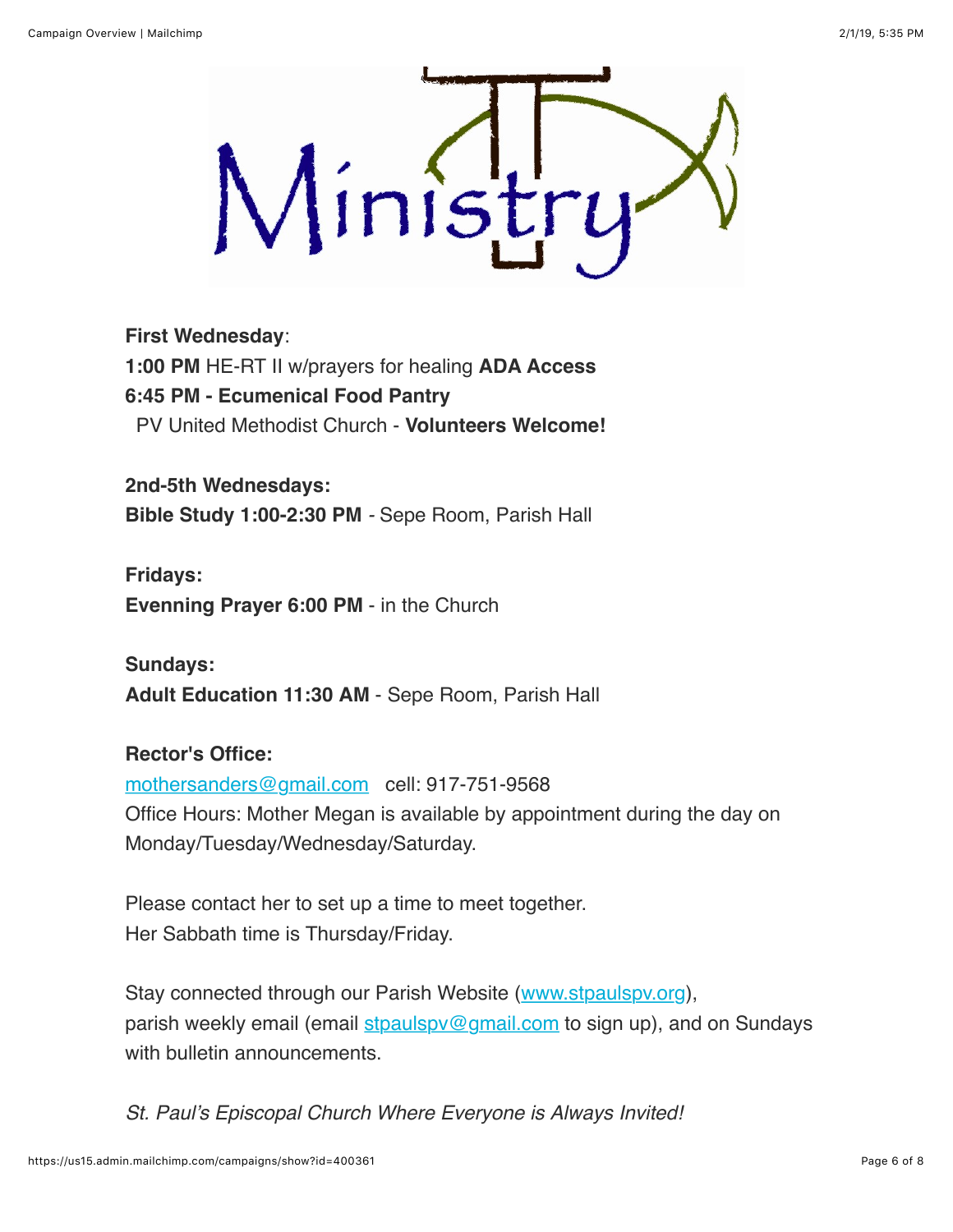**First Wednesday**:
**1:00 PM** HE-RT II w/prayers for healing **ADA Access**
**6:45 PM - Ecumenical Food Pantry**
PV United Methodist Church - **Volunteers Welcome!**

**2nd-5th Wednesdays:**
**Bible Study 1:00-2:30 PM** - Sepe Room, Parish Hall

**Fridays:**
**Evenning Prayer 6:00 PM** - in the Church

**Sundays:**
**Adult Education 11:30 AM** - Sepe Room, Parish Hall

**Rector's Office:**
mothersanders@gmail.com cell: 917-751-9568
Office Hours: Mother Megan is available by appointment during the day on Monday/Tuesday/Wednesday/Saturday.

Please contact her to set up a time to meet together.
Her Sabbath time is Thursday/Friday.

Stay connected through our Parish Website (www.stpaulspv.org), parish weekly email (email stpaulspv@gmail.com to sign up), and on Sundays with bulletin announcements.

*St. Paul's Episcopal Church Where Everyone is Always Invited!*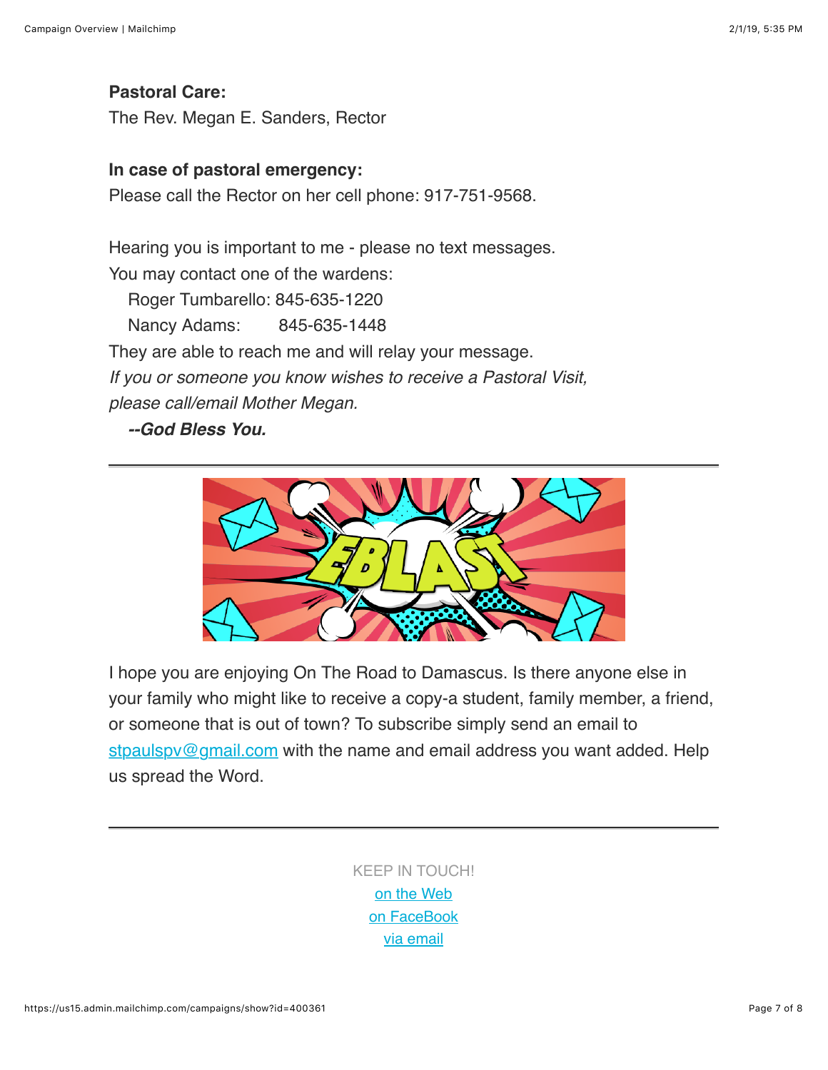**Pastoral Care:**
The Rev. Megan E. Sanders, Rector

**In case of pastoral emergency:**
Please call the Rector on her cell phone: 917-751-9568.

Hearing you is important to me - please no text messages.
You may contact one of the wardens:
Roger Tumbarello: 845-635-1220
Nancy Adams: 845-635-1448
They are able to reach me and will relay your message.
*If you or someone you know wishes to receive a Pastoral Visit, please call/email Mother Megan.*
***--God Bless You.***

---

I hope you are enjoying On The Road to Damascus. Is there anyone else in your family who might like to receive a copy-a student, family member, a friend, or someone that is out of town? To subscribe simply send an email to stpaulspv@gmail.com with the name and email address you want added. Help us spread the Word.

---

KEEP IN TOUCH!
on the Web
on FaceBook
via email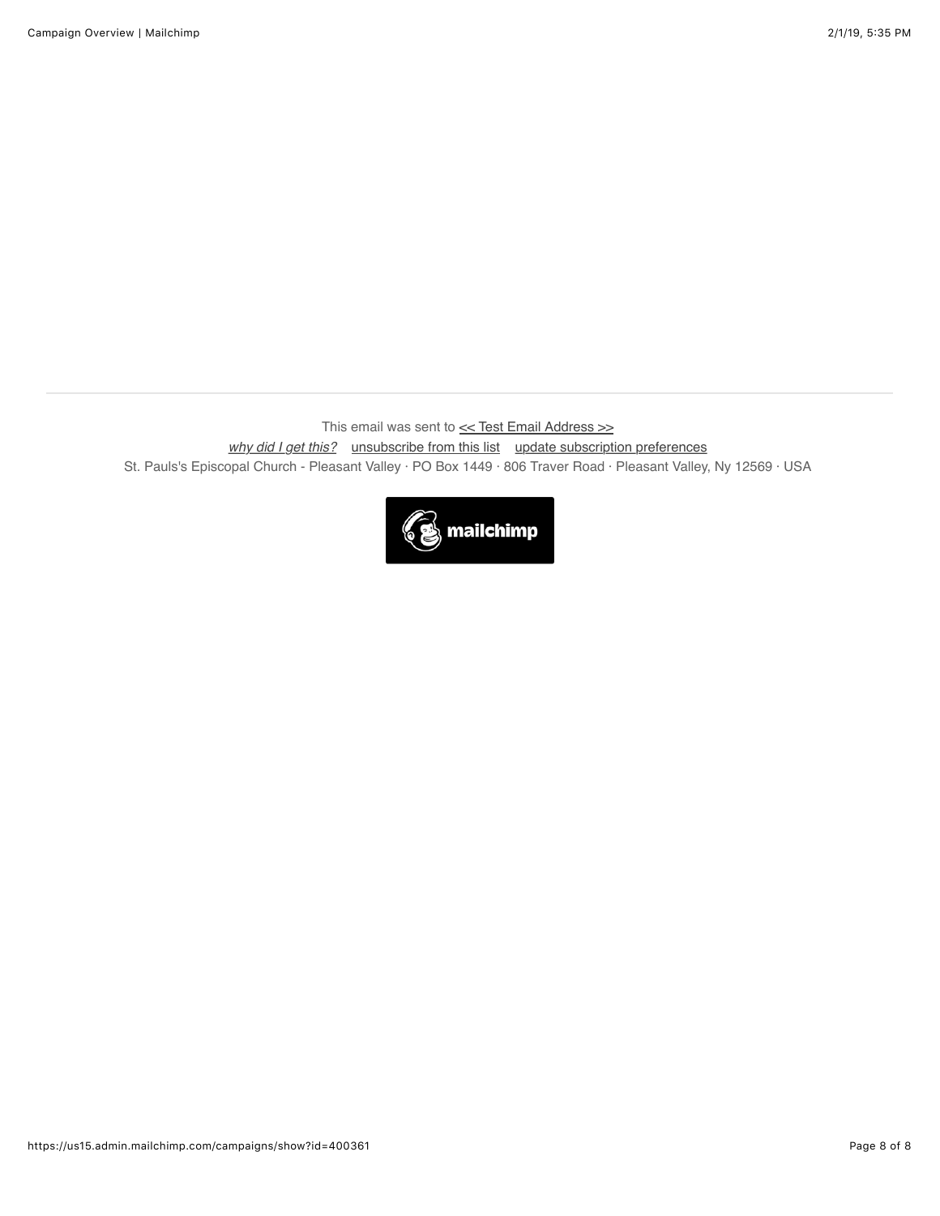---

This email was sent to << Test Email Address >>

*why did I get this?* unsubscribe from this list update subscription preferences

St. Pauls's Episcopal Church - Pleasant Valley · PO Box 1449 · 806 Traver Road · Pleasant Valley, Ny 12569 · USA